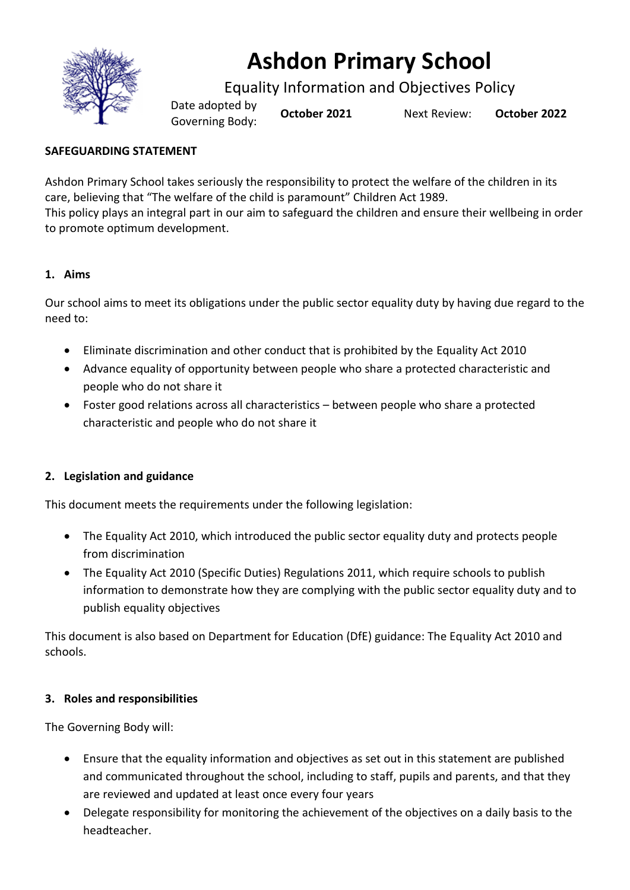# Ashdon Primary School

Equality Information and Objectives Policy

| Date adopted by Governing Body: | **October 2021** | Next Review: | **October 2022** |
|---|---|---|---|

**SAFEGUARDING STATEMENT**

Ashdon Primary School takes seriously the responsibility to protect the welfare of the children in its care, believing that "The welfare of the child is paramount" Children Act 1989.
This policy plays an integral part in our aim to safeguard the children and ensure their wellbeing in order to promote optimum development.

## 1. Aims

Our school aims to meet its obligations under the public sector equality duty by having due regard to the need to:

- Eliminate discrimination and other conduct that is prohibited by the Equality Act 2010
- Advance equality of opportunity between people who share a protected characteristic and people who do not share it
- Foster good relations across all characteristics – between people who share a protected characteristic and people who do not share it

## 2. Legislation and guidance

This document meets the requirements under the following legislation:

- The Equality Act 2010, which introduced the public sector equality duty and protects people from discrimination
- The Equality Act 2010 (Specific Duties) Regulations 2011, which require schools to publish information to demonstrate how they are complying with the public sector equality duty and to publish equality objectives

This document is also based on Department for Education (DfE) guidance: The Equality Act 2010 and schools.

## 3. Roles and responsibilities

The Governing Body will:

- Ensure that the equality information and objectives as set out in this statement are published and communicated throughout the school, including to staff, pupils and parents, and that they are reviewed and updated at least once every four years
- Delegate responsibility for monitoring the achievement of the objectives on a daily basis to the headteacher.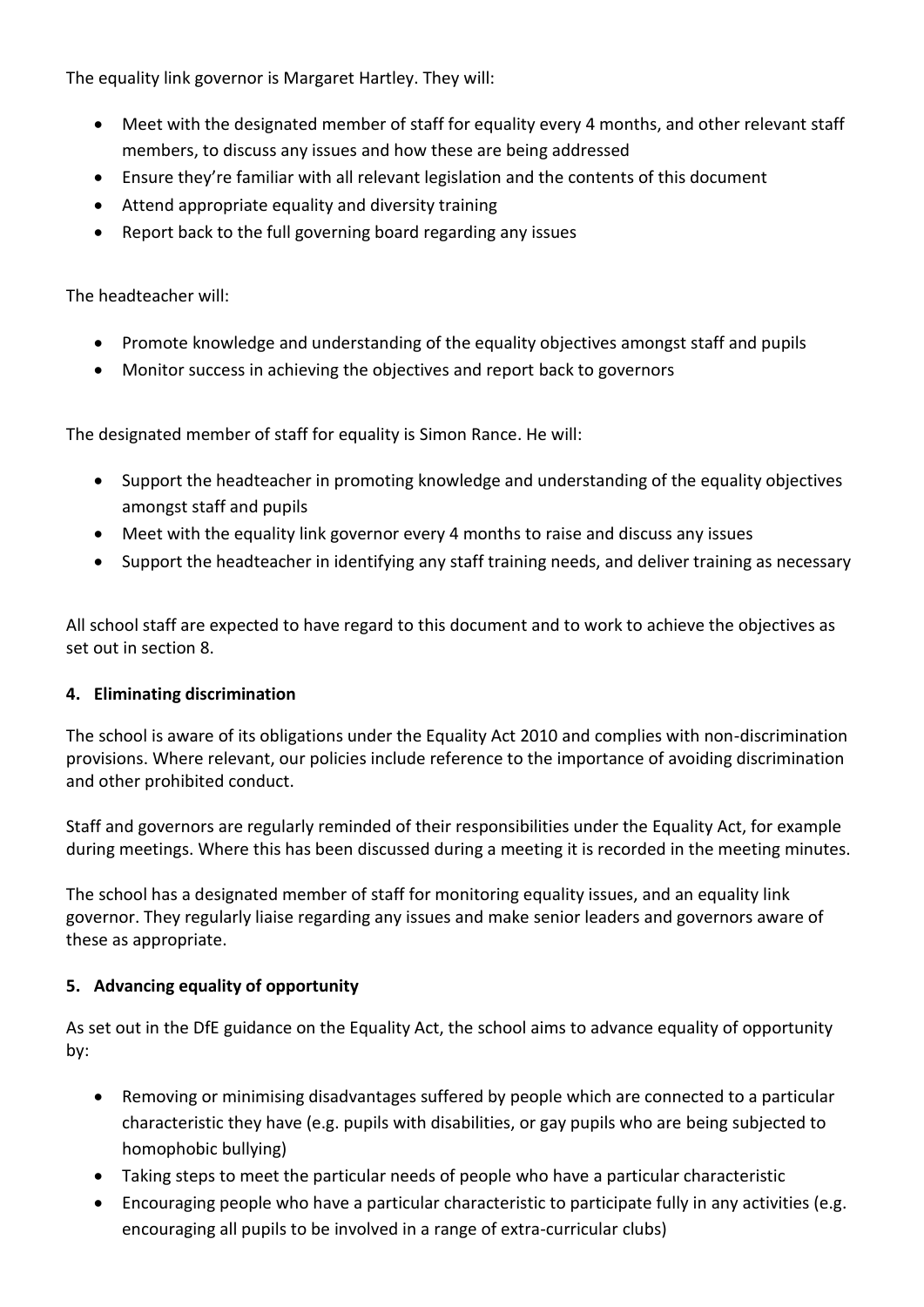The equality link governor is Margaret Hartley. They will:

- Meet with the designated member of staff for equality every 4 months, and other relevant staff members, to discuss any issues and how these are being addressed
- Ensure they're familiar with all relevant legislation and the contents of this document
- Attend appropriate equality and diversity training
- Report back to the full governing board regarding any issues

The headteacher will:

- Promote knowledge and understanding of the equality objectives amongst staff and pupils
- Monitor success in achieving the objectives and report back to governors

The designated member of staff for equality is Simon Rance. He will:

- Support the headteacher in promoting knowledge and understanding of the equality objectives amongst staff and pupils
- Meet with the equality link governor every 4 months to raise and discuss any issues
- Support the headteacher in identifying any staff training needs, and deliver training as necessary

All school staff are expected to have regard to this document and to work to achieve the objectives as set out in section 8.

## 4. Eliminating discrimination

The school is aware of its obligations under the Equality Act 2010 and complies with non-discrimination provisions. Where relevant, our policies include reference to the importance of avoiding discrimination and other prohibited conduct.

Staff and governors are regularly reminded of their responsibilities under the Equality Act, for example during meetings. Where this has been discussed during a meeting it is recorded in the meeting minutes.

The school has a designated member of staff for monitoring equality issues, and an equality link governor. They regularly liaise regarding any issues and make senior leaders and governors aware of these as appropriate.

## 5. Advancing equality of opportunity

As set out in the DfE guidance on the Equality Act, the school aims to advance equality of opportunity by:

- Removing or minimising disadvantages suffered by people which are connected to a particular characteristic they have (e.g. pupils with disabilities, or gay pupils who are being subjected to homophobic bullying)
- Taking steps to meet the particular needs of people who have a particular characteristic
- Encouraging people who have a particular characteristic to participate fully in any activities (e.g. encouraging all pupils to be involved in a range of extra-curricular clubs)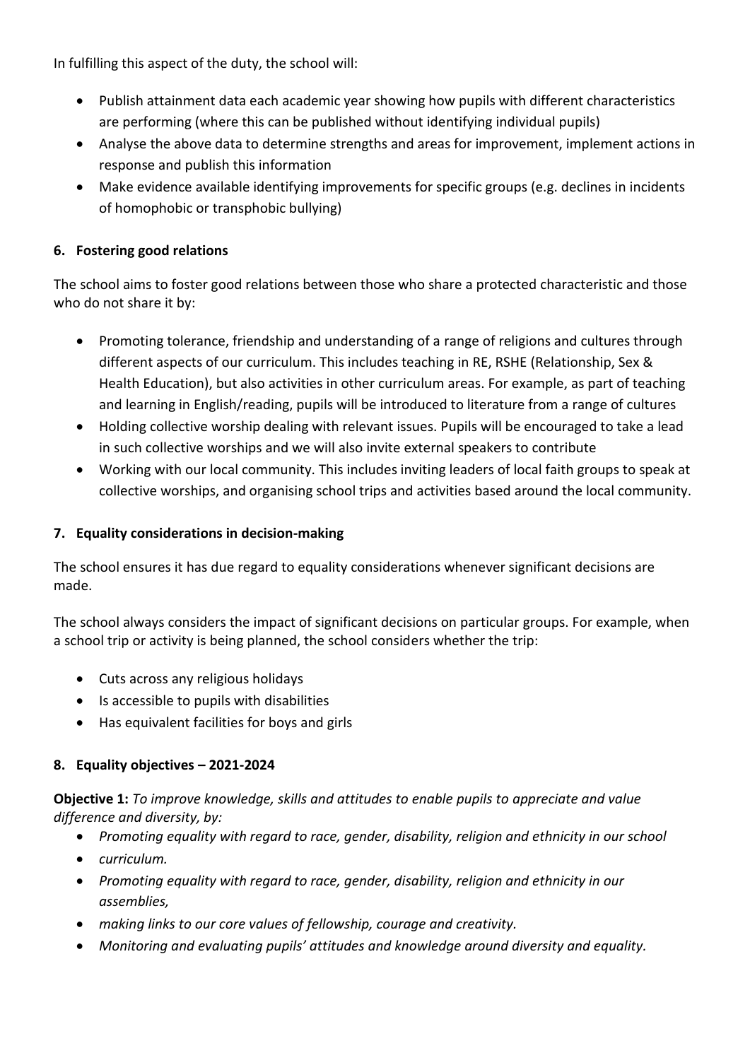In fulfilling this aspect of the duty, the school will:

- Publish attainment data each academic year showing how pupils with different characteristics are performing (where this can be published without identifying individual pupils)
- Analyse the above data to determine strengths and areas for improvement, implement actions in response and publish this information
- Make evidence available identifying improvements for specific groups (e.g. declines in incidents of homophobic or transphobic bullying)

## 6. Fostering good relations

The school aims to foster good relations between those who share a protected characteristic and those who do not share it by:

- Promoting tolerance, friendship and understanding of a range of religions and cultures through different aspects of our curriculum. This includes teaching in RE, RSHE (Relationship, Sex & Health Education), but also activities in other curriculum areas. For example, as part of teaching and learning in English/reading, pupils will be introduced to literature from a range of cultures
- Holding collective worship dealing with relevant issues. Pupils will be encouraged to take a lead in such collective worships and we will also invite external speakers to contribute
- Working with our local community. This includes inviting leaders of local faith groups to speak at collective worships, and organising school trips and activities based around the local community.

## 7. Equality considerations in decision-making

The school ensures it has due regard to equality considerations whenever significant decisions are made.

The school always considers the impact of significant decisions on particular groups. For example, when a school trip or activity is being planned, the school considers whether the trip:

- Cuts across any religious holidays
- Is accessible to pupils with disabilities
- Has equivalent facilities for boys and girls

## 8. Equality objectives – 2021-2024

**Objective 1:** *To improve knowledge, skills and attitudes to enable pupils to appreciate and value difference and diversity, by:*

- *Promoting equality with regard to race, gender, disability, religion and ethnicity in our school*
- *curriculum.*
- *Promoting equality with regard to race, gender, disability, religion and ethnicity in our assemblies,*
- *making links to our core values of fellowship, courage and creativity.*
- *Monitoring and evaluating pupils' attitudes and knowledge around diversity and equality.*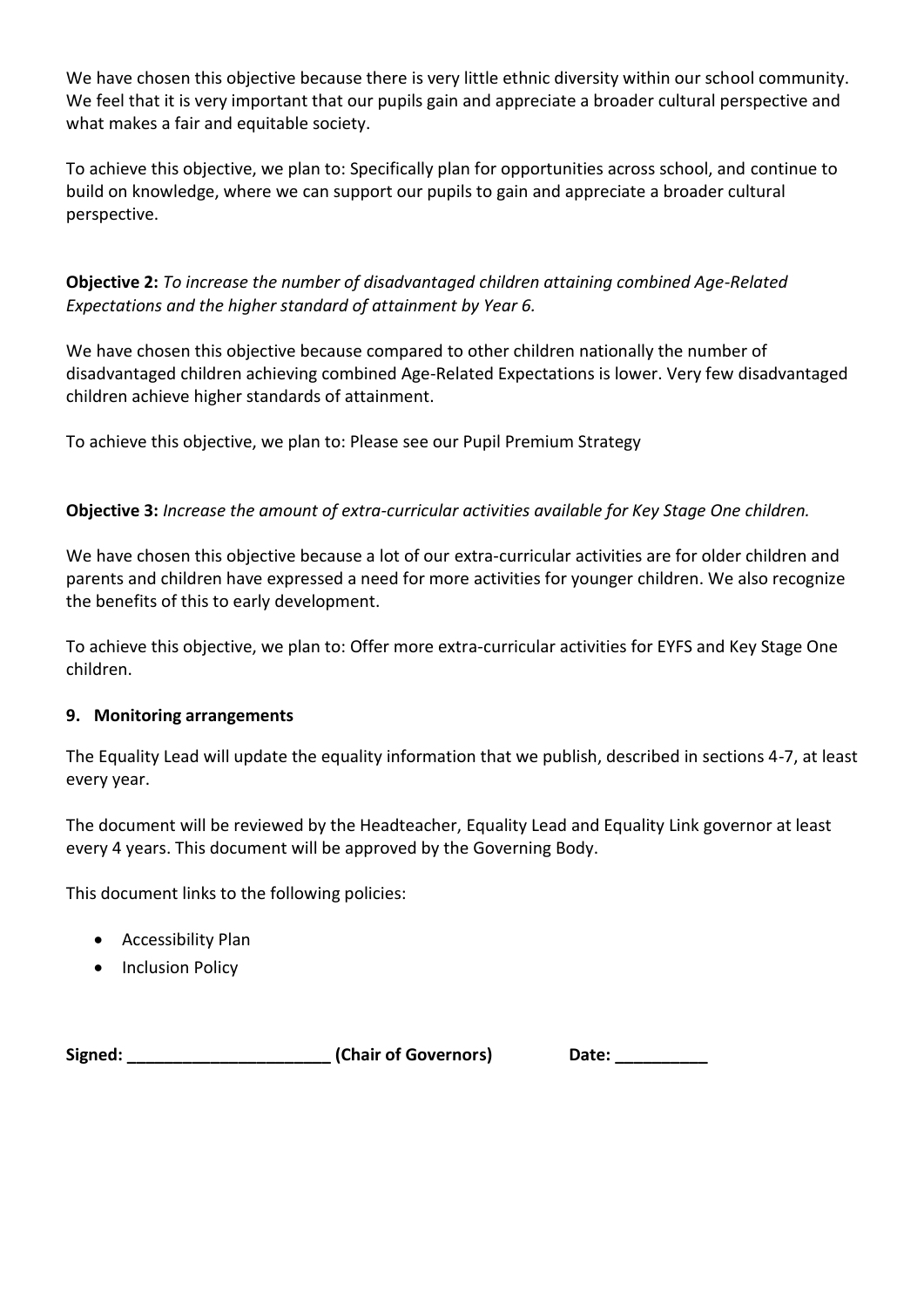We have chosen this objective because there is very little ethnic diversity within our school community. We feel that it is very important that our pupils gain and appreciate a broader cultural perspective and what makes a fair and equitable society.

To achieve this objective, we plan to: Specifically plan for opportunities across school, and continue to build on knowledge, where we can support our pupils to gain and appreciate a broader cultural perspective.

**Objective 2:** *To increase the number of disadvantaged children attaining combined Age-Related Expectations and the higher standard of attainment by Year 6.*

We have chosen this objective because compared to other children nationally the number of disadvantaged children achieving combined Age-Related Expectations is lower. Very few disadvantaged children achieve higher standards of attainment.

To achieve this objective, we plan to: Please see our Pupil Premium Strategy

**Objective 3:** *Increase the amount of extra-curricular activities available for Key Stage One children.*

We have chosen this objective because a lot of our extra-curricular activities are for older children and parents and children have expressed a need for more activities for younger children. We also recognize the benefits of this to early development.

To achieve this objective, we plan to: Offer more extra-curricular activities for EYFS and Key Stage One children.

## 9. Monitoring arrangements

The Equality Lead will update the equality information that we publish, described in sections 4-7, at least every year.

The document will be reviewed by the Headteacher, Equality Lead and Equality Link governor at least every 4 years. This document will be approved by the Governing Body.

This document links to the following policies:

- Accessibility Plan
- Inclusion Policy

**Signed: ______________________ (Chair of Governors) Date: __________**